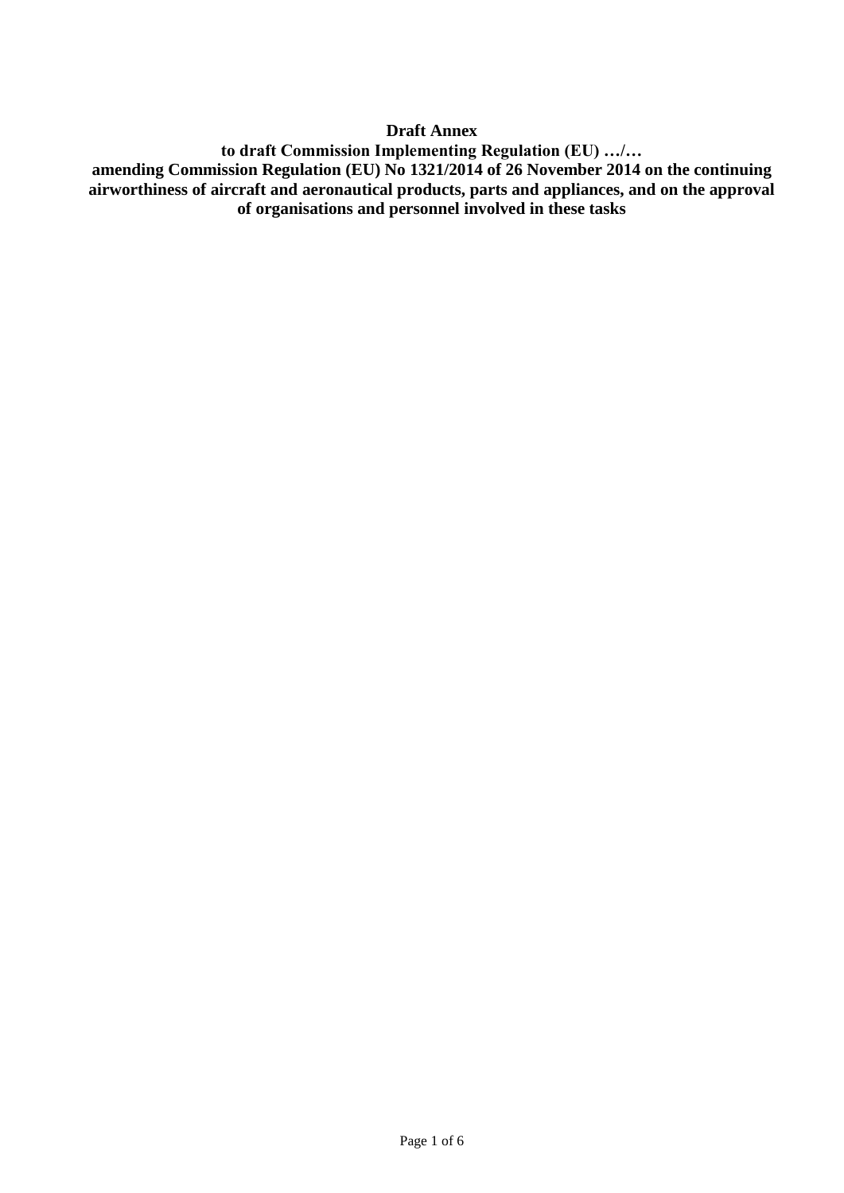**Draft Annex**

**to draft Commission Implementing Regulation (EU) …/…**

**amending Commission Regulation (EU) No 1321/2014 of 26 November 2014 on the continuing airworthiness of aircraft and aeronautical products, parts and appliances, and on the approval of organisations and personnel involved in these tasks**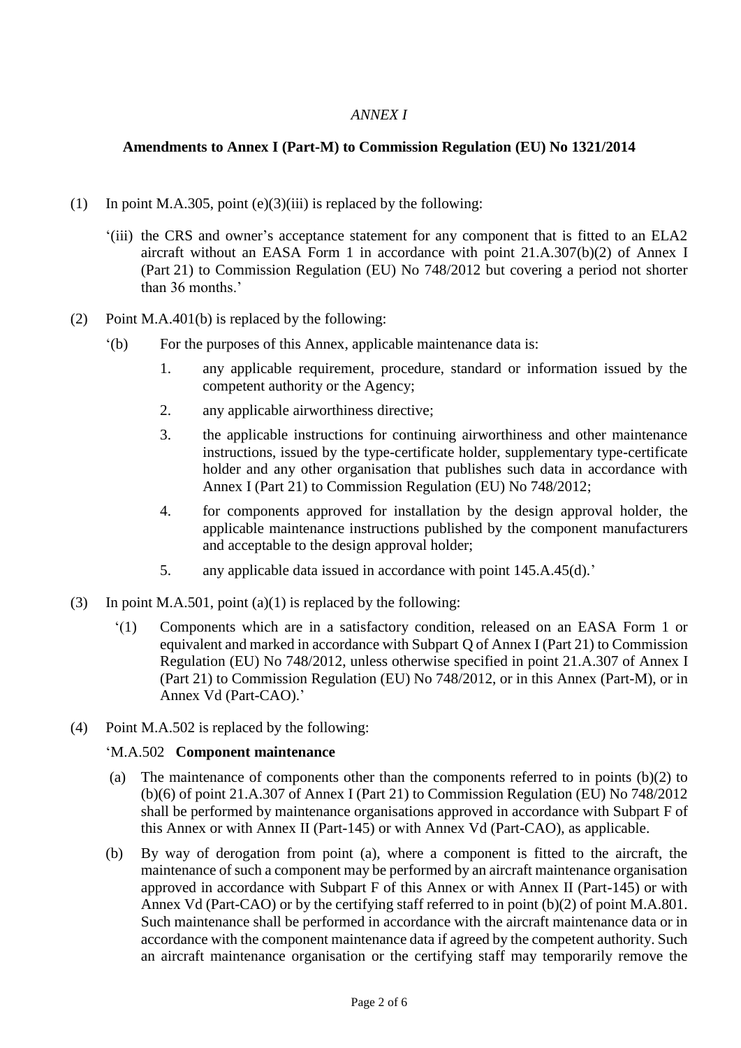*ANNEX I*

**Amendments to Annex I (Part-M) to Commission Regulation (EU) No 1321/2014**

(1) In point M.A.305, point (e)(3)(iii) is replaced by the following:

'(iii) the CRS and owner's acceptance statement for any component that is fitted to an ELA2 aircraft without an EASA Form 1 in accordance with point 21.A.307(b)(2) of Annex I (Part 21) to Commission Regulation (EU) No 748/2012 but covering a period not shorter than 36 months.'

(2) Point M.A.401(b) is replaced by the following:

'(b) For the purposes of this Annex, applicable maintenance data is:

1. any applicable requirement, procedure, standard or information issued by the competent authority or the Agency;
2. any applicable airworthiness directive;
3. the applicable instructions for continuing airworthiness and other maintenance instructions, issued by the type-certificate holder, supplementary type-certificate holder and any other organisation that publishes such data in accordance with Annex I (Part 21) to Commission Regulation (EU) No 748/2012;
4. for components approved for installation by the design approval holder, the applicable maintenance instructions published by the component manufacturers and acceptable to the design approval holder;
5. any applicable data issued in accordance with point 145.A.45(d).'

(3) In point M.A.501, point (a)(1) is replaced by the following:

'(1) Components which are in a satisfactory condition, released on an EASA Form 1 or equivalent and marked in accordance with Subpart Q of Annex I (Part 21) to Commission Regulation (EU) No 748/2012, unless otherwise specified in point 21.A.307 of Annex I (Part 21) to Commission Regulation (EU) No 748/2012, or in this Annex (Part-M), or in Annex Vd (Part-CAO).'

(4) Point M.A.502 is replaced by the following:

'M.A.502 **Component maintenance**

(a) The maintenance of components other than the components referred to in points (b)(2) to (b)(6) of point 21.A.307 of Annex I (Part 21) to Commission Regulation (EU) No 748/2012 shall be performed by maintenance organisations approved in accordance with Subpart F of this Annex or with Annex II (Part-145) or with Annex Vd (Part-CAO), as applicable.

(b) By way of derogation from point (a), where a component is fitted to the aircraft, the maintenance of such a component may be performed by an aircraft maintenance organisation approved in accordance with Subpart F of this Annex or with Annex II (Part-145) or with Annex Vd (Part-CAO) or by the certifying staff referred to in point (b)(2) of point M.A.801. Such maintenance shall be performed in accordance with the aircraft maintenance data or in accordance with the component maintenance data if agreed by the competent authority. Such an aircraft maintenance organisation or the certifying staff may temporarily remove the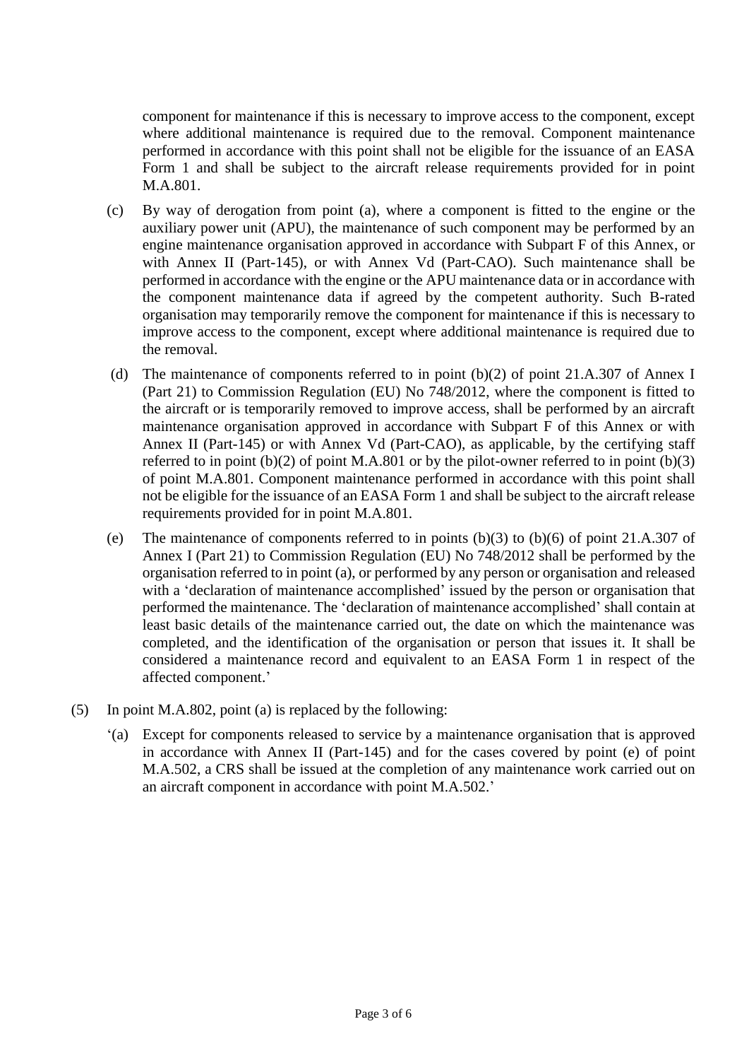component for maintenance if this is necessary to improve access to the component, except where additional maintenance is required due to the removal. Component maintenance performed in accordance with this point shall not be eligible for the issuance of an EASA Form 1 and shall be subject to the aircraft release requirements provided for in point M.A.801.

(c) By way of derogation from point (a), where a component is fitted to the engine or the auxiliary power unit (APU), the maintenance of such component may be performed by an engine maintenance organisation approved in accordance with Subpart F of this Annex, or with Annex II (Part-145), or with Annex Vd (Part-CAO). Such maintenance shall be performed in accordance with the engine or the APU maintenance data or in accordance with the component maintenance data if agreed by the competent authority. Such B-rated organisation may temporarily remove the component for maintenance if this is necessary to improve access to the component, except where additional maintenance is required due to the removal.

(d) The maintenance of components referred to in point (b)(2) of point 21.A.307 of Annex I (Part 21) to Commission Regulation (EU) No 748/2012, where the component is fitted to the aircraft or is temporarily removed to improve access, shall be performed by an aircraft maintenance organisation approved in accordance with Subpart F of this Annex or with Annex II (Part-145) or with Annex Vd (Part-CAO), as applicable, by the certifying staff referred to in point (b)(2) of point M.A.801 or by the pilot-owner referred to in point (b)(3) of point M.A.801. Component maintenance performed in accordance with this point shall not be eligible for the issuance of an EASA Form 1 and shall be subject to the aircraft release requirements provided for in point M.A.801.

(e) The maintenance of components referred to in points (b)(3) to (b)(6) of point 21.A.307 of Annex I (Part 21) to Commission Regulation (EU) No 748/2012 shall be performed by the organisation referred to in point (a), or performed by any person or organisation and released with a 'declaration of maintenance accomplished' issued by the person or organisation that performed the maintenance. The 'declaration of maintenance accomplished' shall contain at least basic details of the maintenance carried out, the date on which the maintenance was completed, and the identification of the organisation or person that issues it. It shall be considered a maintenance record and equivalent to an EASA Form 1 in respect of the affected component.'

(5) In point M.A.802, point (a) is replaced by the following:

'(a) Except for components released to service by a maintenance organisation that is approved in accordance with Annex II (Part-145) and for the cases covered by point (e) of point M.A.502, a CRS shall be issued at the completion of any maintenance work carried out on an aircraft component in accordance with point M.A.502.'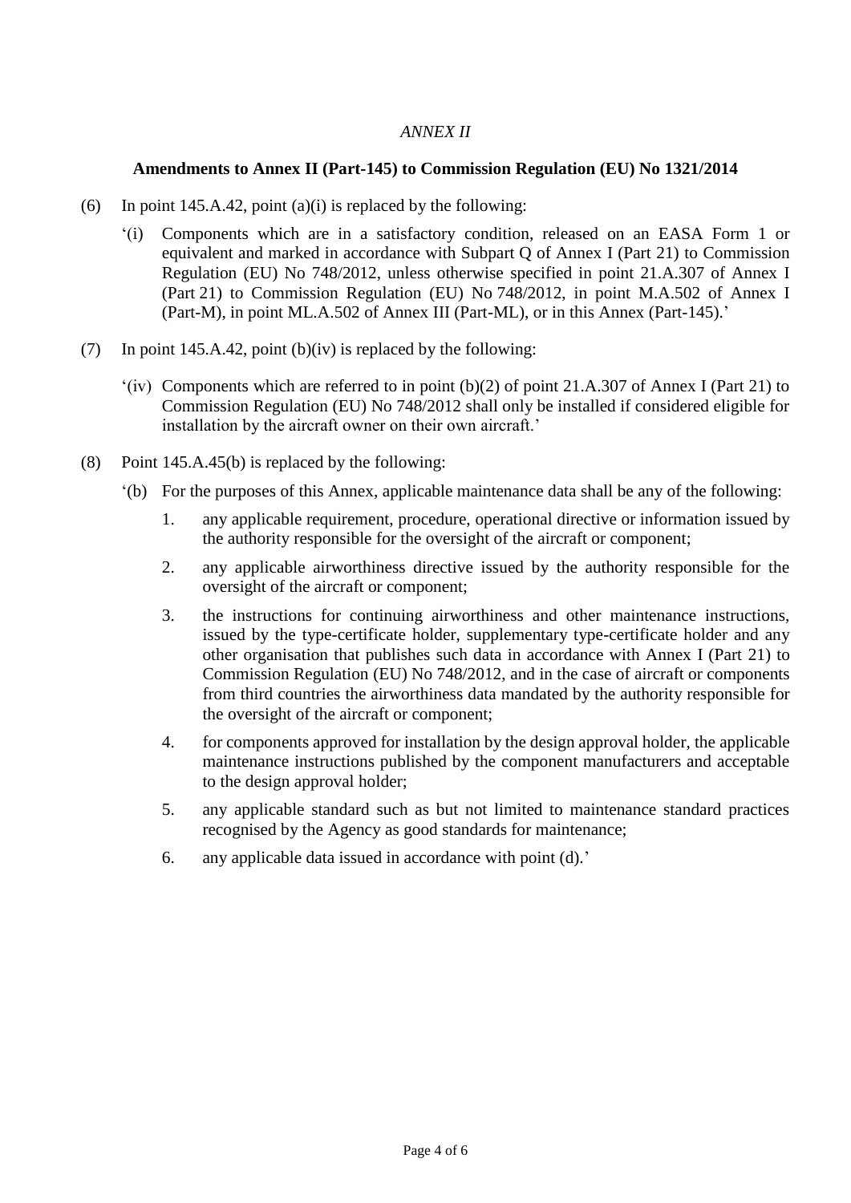*ANNEX II*

**Amendments to Annex II (Part-145) to Commission Regulation (EU) No 1321/2014**

(6) In point 145.A.42, point (a)(i) is replaced by the following:

'(i) Components which are in a satisfactory condition, released on an EASA Form 1 or equivalent and marked in accordance with Subpart Q of Annex I (Part 21) to Commission Regulation (EU) No 748/2012, unless otherwise specified in point 21.A.307 of Annex I (Part 21) to Commission Regulation (EU) No 748/2012, in point M.A.502 of Annex I (Part-M), in point ML.A.502 of Annex III (Part-ML), or in this Annex (Part-145).'

(7) In point 145.A.42, point (b)(iv) is replaced by the following:

'(iv) Components which are referred to in point (b)(2) of point 21.A.307 of Annex I (Part 21) to Commission Regulation (EU) No 748/2012 shall only be installed if considered eligible for installation by the aircraft owner on their own aircraft.'

(8) Point 145.A.45(b) is replaced by the following:

'(b) For the purposes of this Annex, applicable maintenance data shall be any of the following:

1. any applicable requirement, procedure, operational directive or information issued by the authority responsible for the oversight of the aircraft or component;
2. any applicable airworthiness directive issued by the authority responsible for the oversight of the aircraft or component;
3. the instructions for continuing airworthiness and other maintenance instructions, issued by the type-certificate holder, supplementary type-certificate holder and any other organisation that publishes such data in accordance with Annex I (Part 21) to Commission Regulation (EU) No 748/2012, and in the case of aircraft or components from third countries the airworthiness data mandated by the authority responsible for the oversight of the aircraft or component;
4. for components approved for installation by the design approval holder, the applicable maintenance instructions published by the component manufacturers and acceptable to the design approval holder;
5. any applicable standard such as but not limited to maintenance standard practices recognised by the Agency as good standards for maintenance;
6. any applicable data issued in accordance with point (d).'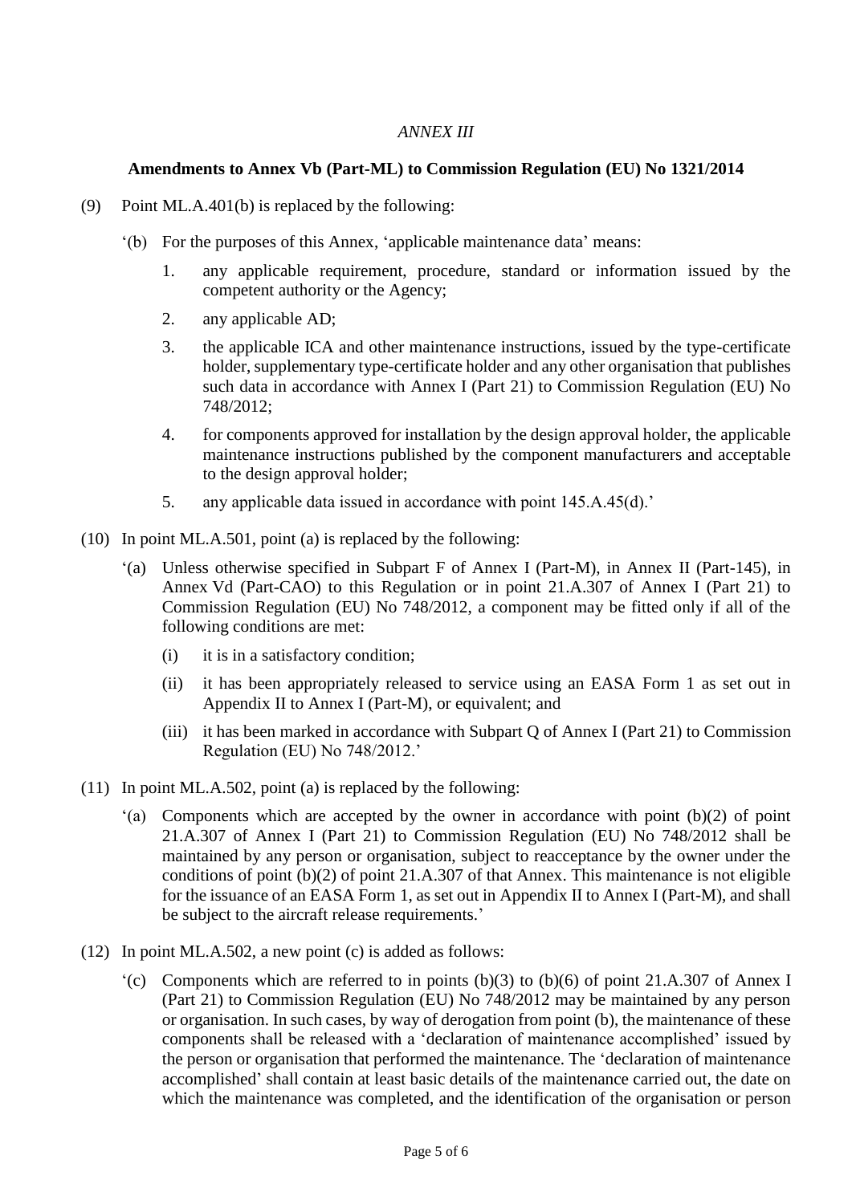*ANNEX III*

**Amendments to Annex Vb (Part-ML) to Commission Regulation (EU) No 1321/2014**

(9) Point ML.A.401(b) is replaced by the following:

‘(b) For the purposes of this Annex, ‘applicable maintenance data’ means:

1. any applicable requirement, procedure, standard or information issued by the competent authority or the Agency;

2. any applicable AD;

3. the applicable ICA and other maintenance instructions, issued by the type-certificate holder, supplementary type-certificate holder and any other organisation that publishes such data in accordance with Annex I (Part 21) to Commission Regulation (EU) No 748/2012;

4. for components approved for installation by the design approval holder, the applicable maintenance instructions published by the component manufacturers and acceptable to the design approval holder;

5. any applicable data issued in accordance with point 145.A.45(d).’

(10) In point ML.A.501, point (a) is replaced by the following:

‘(a) Unless otherwise specified in Subpart F of Annex I (Part-M), in Annex II (Part-145), in Annex Vd (Part-CAO) to this Regulation or in point 21.A.307 of Annex I (Part 21) to Commission Regulation (EU) No 748/2012, a component may be fitted only if all of the following conditions are met:

(i) it is in a satisfactory condition;

(ii) it has been appropriately released to service using an EASA Form 1 as set out in Appendix II to Annex I (Part-M), or equivalent; and

(iii) it has been marked in accordance with Subpart Q of Annex I (Part 21) to Commission Regulation (EU) No 748/2012.’

(11) In point ML.A.502, point (a) is replaced by the following:

‘(a) Components which are accepted by the owner in accordance with point (b)(2) of point 21.A.307 of Annex I (Part 21) to Commission Regulation (EU) No 748/2012 shall be maintained by any person or organisation, subject to reacceptance by the owner under the conditions of point (b)(2) of point 21.A.307 of that Annex. This maintenance is not eligible for the issuance of an EASA Form 1, as set out in Appendix II to Annex I (Part-M), and shall be subject to the aircraft release requirements.’

(12) In point ML.A.502, a new point (c) is added as follows:

‘(c) Components which are referred to in points (b)(3) to (b)(6) of point 21.A.307 of Annex I (Part 21) to Commission Regulation (EU) No 748/2012 may be maintained by any person or organisation. In such cases, by way of derogation from point (b), the maintenance of these components shall be released with a ‘declaration of maintenance accomplished’ issued by the person or organisation that performed the maintenance. The ‘declaration of maintenance accomplished’ shall contain at least basic details of the maintenance carried out, the date on which the maintenance was completed, and the identification of the organisation or person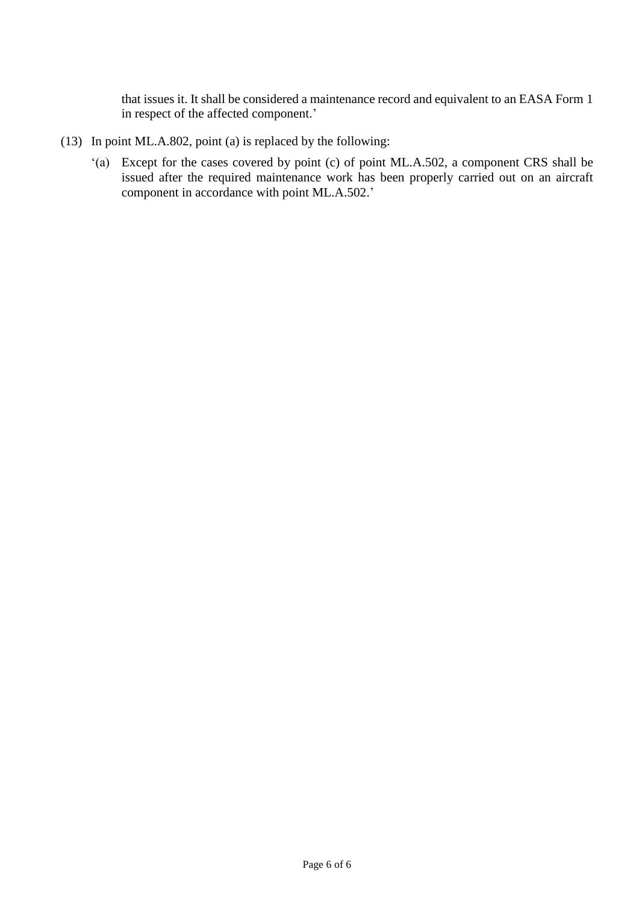that issues it. It shall be considered a maintenance record and equivalent to an EASA Form 1 in respect of the affected component.'

(13) In point ML.A.802, point (a) is replaced by the following:

'(a) Except for the cases covered by point (c) of point ML.A.502, a component CRS shall be issued after the required maintenance work has been properly carried out on an aircraft component in accordance with point ML.A.502.'